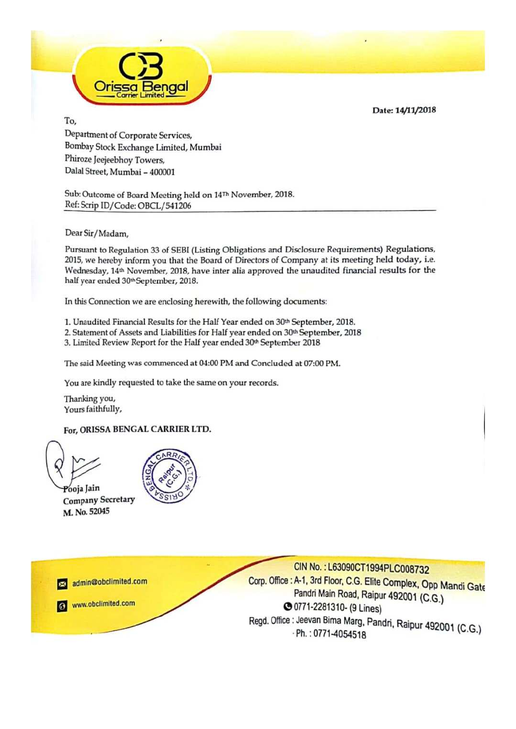Orissa Bengal Carrier Limited

Date: 14/11/2018

To,
Department of Corporate Services,
Bombay Stock Exchange Limited, Mumbai
Phiroze Jeejeebhoy Towers,
Dalal Street, Mumbai – 400001

Sub: Outcome of Board Meeting held on 14Th November, 2018.
Ref: Scrip ID/Code: OBCL/541206

Dear Sir/Madam,

Pursuant to Regulation 33 of SEBI (Listing Obligations and Disclosure Requirements) Regulations, 2015, we hereby inform you that the Board of Directors of Company at its meeting held today, i.e. Wednesday, 14th November, 2018, have inter alia approved the unaudited financial results for the half year ended 30th September, 2018.

In this Connection we are enclosing herewith, the following documents:

1. Unaudited Financial Results for the Half Year ended on 30th September, 2018.
2. Statement of Assets and Liabilities for Half year ended on 30th September, 2018
3. Limited Review Report for the Half year ended 30th September 2018

The said Meeting was commenced at 04:00 PM and Concluded at 07:00 PM.

You are kindly requested to take the same on your records.

Thanking you,
Yours faithfully,

**For, ORISSA BENGAL CARRIER LTD.**

Pooja Jain
Company Secretary
M. No. 52045

admin@obclimited.com
www.obclimited.com

CIN No. : L63090CT1994PLC008732
Corp. Office : A-1, 3rd Floor, C.G. Elite Complex, Opp Mandi Gate Pandri Main Road, Raipur 492001 (C.G.)
0771-2281310- (9 Lines)
Regd. Office : Jeevan Bima Marg, Pandri, Raipur 492001 (C.G.)
Ph. : 0771-4054518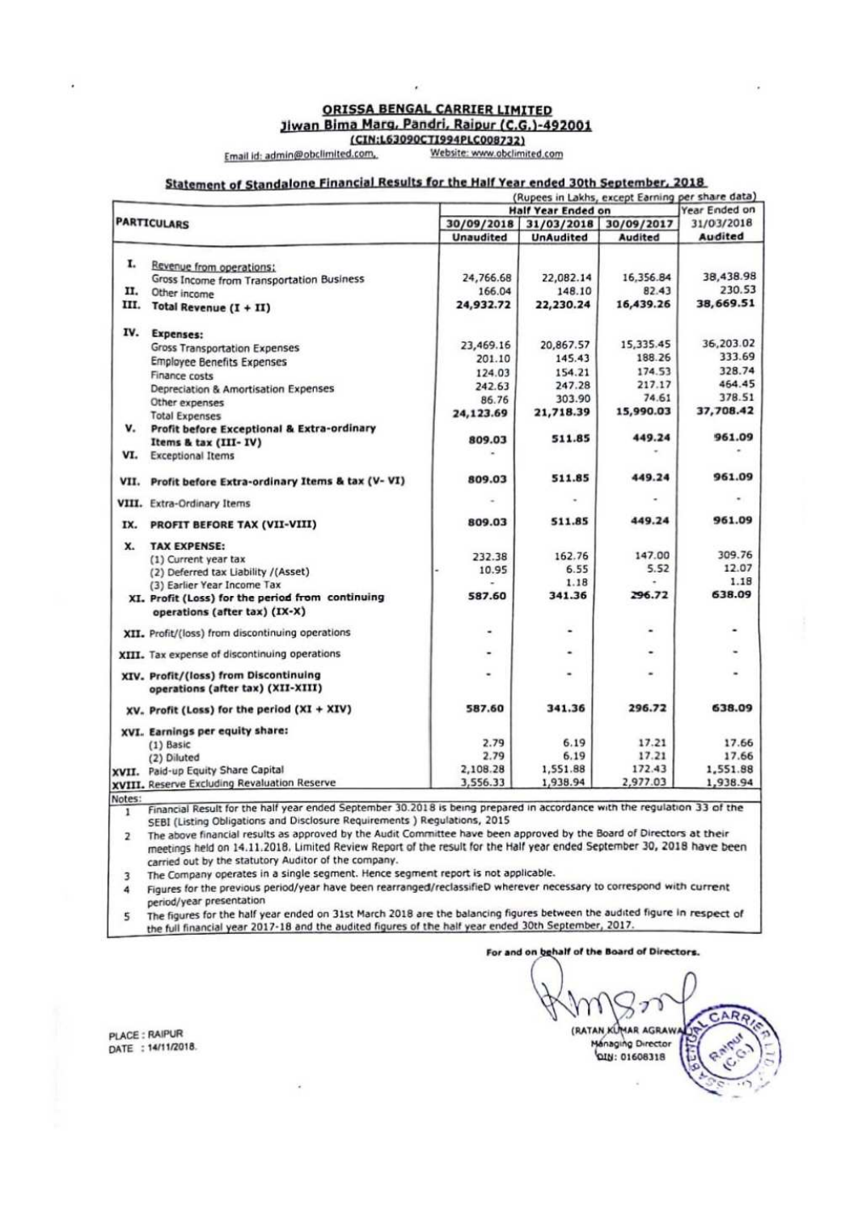**ORISSA BENGAL CARRIER LIMITED**

**Jiwan Bima Marg, Pandri, Raipur (C.G.)-492001**

**(CIN:L63090CT1994PLC008732)**

Email id: admin@obclimited.com, Website: www.obclimited.com

## Statement of Standalone Financial Results for the Half Year ended 30th September, 2018

(Rupees in Lakhs, except Earning per share data)

| PARTICULARS | Half Year Ended on | | | Year Ended on |
|---|---|---|---|---|
| | 30/09/2018 | 31/03/2018 | 30/09/2017 | 31/03/2018 |
| | Unaudited | UnAudited | Audited | Audited |
| **I.** Revenue from operations: | | | | |
| Gross Income from Transportation Business | 24,766.68 | 22,082.14 | 16,356.84 | 38,438.98 |
| **II.** Other income | 166.04 | 148.10 | 82.43 | 230.53 |
| **III. Total Revenue (I + II)** | **24,932.72** | **22,230.24** | **16,439.26** | **38,669.51** |
| **IV. Expenses:** | | | | |
| Gross Transportation Expenses | 23,469.16 | 20,867.57 | 15,335.45 | 36,203.02 |
| Employee Benefits Expenses | 201.10 | 145.43 | 188.26 | 333.69 |
| Finance costs | 124.03 | 154.21 | 174.53 | 328.74 |
| Depreciation & Amortisation Expenses | 242.63 | 247.28 | 217.17 | 464.45 |
| Other expenses | 86.76 | 303.90 | 74.61 | 378.51 |
| Total Expenses | **24,123.69** | **21,718.39** | **15,990.03** | **37,708.42** |
| **V. Profit before Exceptional & Extra-ordinary Items & tax (III- IV)** | **809.03** | **511.85** | **449.24** | **961.09** |
| **VI.** Exceptional Items | - | | - | - |
| **VII. Profit before Extra-ordinary Items & tax (V- VI)** | **809.03** | **511.85** | **449.24** | **961.09** |
| **VIII.** Extra-Ordinary Items | - | - | - | - |
| **IX. PROFIT BEFORE TAX (VII-VIII)** | **809.03** | **511.85** | **449.24** | **961.09** |
| **X. TAX EXPENSE:** | | | | |
| (1) Current year tax | 232.38 | 162.76 | 147.00 | 309.76 |
| (2) Deferred tax Liability /(Asset) | - 10.95 | 6.55 | 5.52 | 12.07 |
| (3) Earlier Year Income Tax | - | 1.18 | - | 1.18 |
| **XI. Profit (Loss) for the period from continuing operations (after tax) (IX-X)** | **587.60** | **341.36** | **296.72** | **638.09** |
| **XII.** Profit/(loss) from discontinuing operations | - | - | - | - |
| **XIII.** Tax expense of discontinuing operations | - | - | - | - |
| **XIV. Profit/(loss) from Discontinuing operations (after tax) (XII-XIII)** | - | - | - | - |
| **XV. Profit (Loss) for the period (XI + XIV)** | **587.60** | **341.36** | **296.72** | **638.09** |
| **XVI. Earnings per equity share:** | | | | |
| (1) Basic | 2.79 | 6.19 | 17.21 | 17.66 |
| (2) Diluted | 2.79 | 6.19 | 17.21 | 17.66 |
| **XVII.** Paid-up Equity Share Capital | 2,108.28 | 1,551.88 | 172.43 | 1,551.88 |
| **XVIII.** Reserve Excluding Revaluation Reserve | 3,556.33 | 1,938.94 | 2,977.03 | 1,938.94 |

Notes:

1. Financial Result for the half year ended September 30.2018 is being prepared in accordance with the regulation 33 of the SEBI (Listing Obligations and Disclosure Requirements ) Regulations, 2015
2. The above financial results as approved by the Audit Committee have been approved by the Board of Directors at their meetings held on 14.11.2018. Limited Review Report of the result for the Half year ended September 30, 2018 have been carried out by the statutory Auditor of the company.
3. The Company operates in a single segment. Hence segment report is not applicable.
4. Figures for the previous period/year have been rearranged/reclassifieD wherever necessary to correspond with current period/year presentation
5. The figures for the half year ended on 31st March 2018 are the balancing figures between the audited figure in respect of the full financial year 2017-18 and the audited figures of the half year ended 30th September, 2017.

For and on behalf of the Board of Directors.

PLACE : RAIPUR
DATE : 14/11/2018.

(RATAN KUMAR AGRAWAL)
Managing Director
DIN: 01608318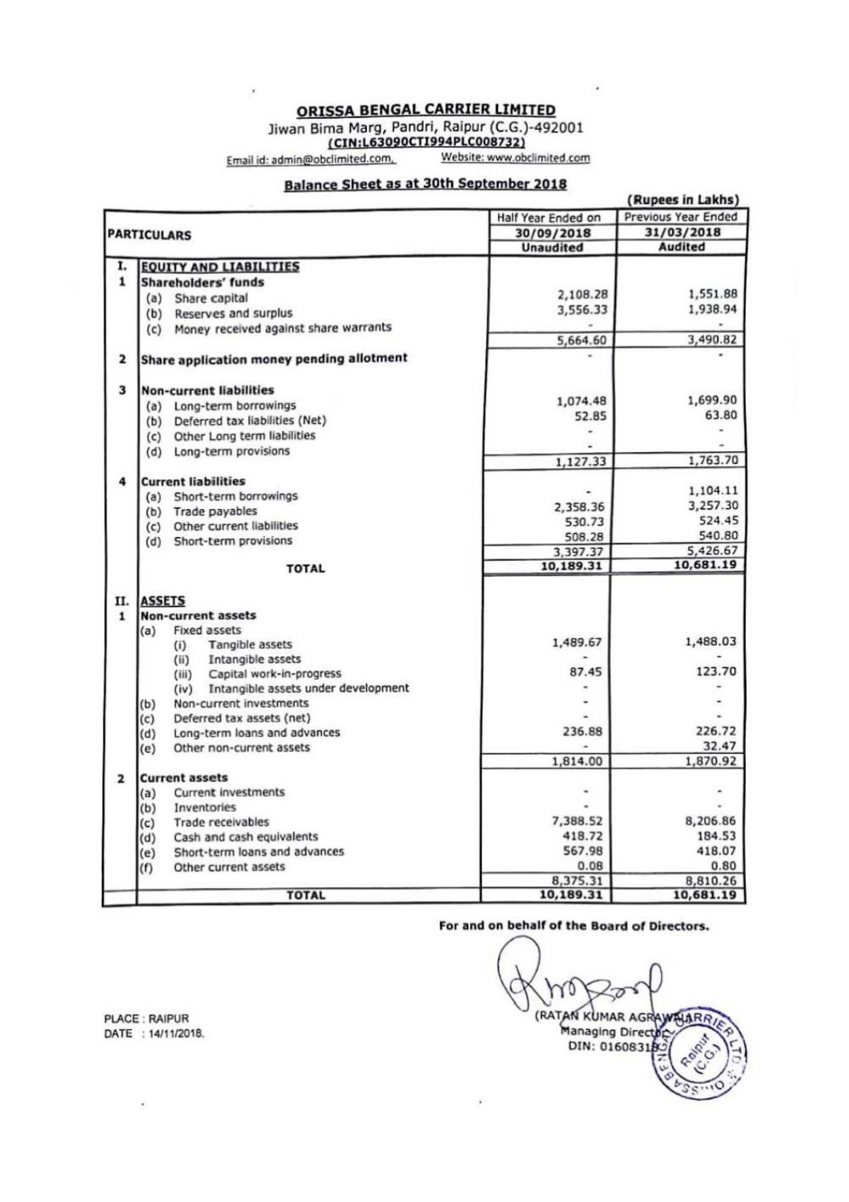# ORISSA BENGAL CARRIER LIMITED

Jiwan Bima Marg, Pandri, Raipur (C.G.)-492001

**(CIN:L63090CT1994PLC008732)**

Email id: admin@obclimited.com, Website: www.obclimited.com

## Balance Sheet as at 30th September 2018

(Rupees in Lakhs)

| | PARTICULARS | Half Year Ended on 30/09/2018 Unaudited | Previous Year Ended 31/03/2018 Audited |
|---|---|---|---|
| **I.** | **EQUITY AND LIABILITIES** | | |
| **1** | **Shareholders' funds** | | |
| | (a) Share capital | 2,108.28 | 1,551.88 |
| | (b) Reserves and surplus | 3,556.33 | 1,938.94 |
| | (c) Money received against share warrants | - | - |
| | | 5,664.60 | 3,490.82 |
| **2** | **Share application money pending allotment** | - | - |
| **3** | **Non-current liabilities** | | |
| | (a) Long-term borrowings | 1,074.48 | 1,699.90 |
| | (b) Deferred tax liabilities (Net) | 52.85 | 63.80 |
| | (c) Other Long term liabilities | - | - |
| | (d) Long-term provisions | - | - |
| | | 1,127.33 | 1,763.70 |
| **4** | **Current liabilities** | | |
| | (a) Short-term borrowings | - | 1,104.11 |
| | (b) Trade payables | 2,358.36 | 3,257.30 |
| | (c) Other current liabilities | 530.73 | 524.45 |
| | (d) Short-term provisions | 508.28 | 540.80 |
| | | 3,397.37 | 5,426.67 |
| | **TOTAL** | 10,189.31 | 10,681.19 |
| **II.** | **ASSETS** | | |
| **1** | **Non-current assets** | | |
| | (a) Fixed assets | | |
| | (i) Tangible assets | 1,489.67 | 1,488.03 |
| | (ii) Intangible assets | - | - |
| | (iii) Capital work-in-progress | 87.45 | 123.70 |
| | (iv) Intangible assets under development | - | - |
| | (b) Non-current investments | - | - |
| | (c) Deferred tax assets (net) | - | - |
| | (d) Long-term loans and advances | 236.88 | 226.72 |
| | (e) Other non-current assets | - | 32.47 |
| | | 1,814.00 | 1,870.92 |
| **2** | **Current assets** | | |
| | (a) Current investments | - | - |
| | (b) Inventories | - | - |
| | (c) Trade receivables | 7,388.52 | 8,206.86 |
| | (d) Cash and cash equivalents | 418.72 | 184.53 |
| | (e) Short-term loans and advances | 567.98 | 418.07 |
| | (f) Other current assets | 0.08 | 0.80 |
| | | 8,375.31 | 8,810.26 |
| | **TOTAL** | 10,189.31 | 10,681.19 |

**For and on behalf of the Board of Directors.**

(RATAN KUMAR AGRAWAL)
Managing Director
DIN: 01608318

PLACE : RAIPUR
DATE : 14/11/2018.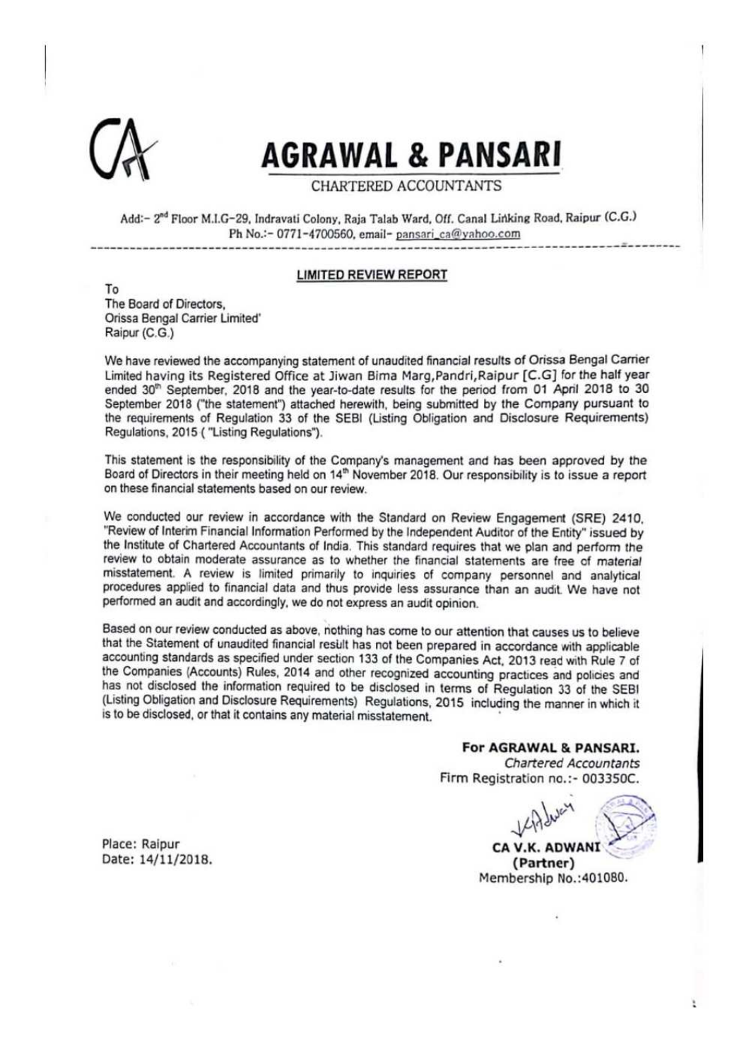# AGRAWAL & PANSARI

CHARTERED ACCOUNTANTS

Add:- 2nd Floor M.I.G-29, Indravati Colony, Raja Talab Ward, Off. Canal Linking Road, Raipur (C.G.)
Ph No.:- 0771-4700560, email- pansari_ca@yahoo.com

## LIMITED REVIEW REPORT

To
The Board of Directors,
Orissa Bengal Carrier Limited'
Raipur (C.G.)

We have reviewed the accompanying statement of unaudited financial results of Orissa Bengal Carrier Limited having its Registered Office at Jiwan Bima Marg,Pandri,Raipur [C.G] for the half year ended 30th September, 2018 and the year-to-date results for the period from 01 April 2018 to 30 September 2018 ("the statement") attached herewith, being submitted by the Company pursuant to the requirements of Regulation 33 of the SEBI (Listing Obligation and Disclosure Requirements) Regulations, 2015 ( "Listing Regulations").

This statement is the responsibility of the Company's management and has been approved by the Board of Directors in their meeting held on 14th November 2018. Our responsibility is to issue a report on these financial statements based on our review.

We conducted our review in accordance with the Standard on Review Engagement (SRE) 2410, "Review of Interim Financial Information Performed by the Independent Auditor of the Entity" issued by the Institute of Chartered Accountants of India. This standard requires that we plan and perform the review to obtain moderate assurance as to whether the financial statements are free of material misstatement. A review is limited primarily to inquiries of company personnel and analytical procedures applied to financial data and thus provide less assurance than an audit. We have not performed an audit and accordingly, we do not express an audit opinion.

Based on our review conducted as above, nothing has come to our attention that causes us to believe that the Statement of unaudited financial result has not been prepared in accordance with applicable accounting standards as specified under section 133 of the Companies Act, 2013 read with Rule 7 of the Companies (Accounts) Rules, 2014 and other recognized accounting practices and policies and has not disclosed the information required to be disclosed in terms of Regulation 33 of the SEBI (Listing Obligation and Disclosure Requirements) Regulations, 2015 including the manner in which it is to be disclosed, or that it contains any material misstatement.

**For AGRAWAL & PANSARI.**
*Chartered Accountants*
Firm Registration no.:- 003350C.

**CA V.K. ADWANI**
**(Partner)**
Membership No.:401080.

Place: Raipur
Date: 14/11/2018.